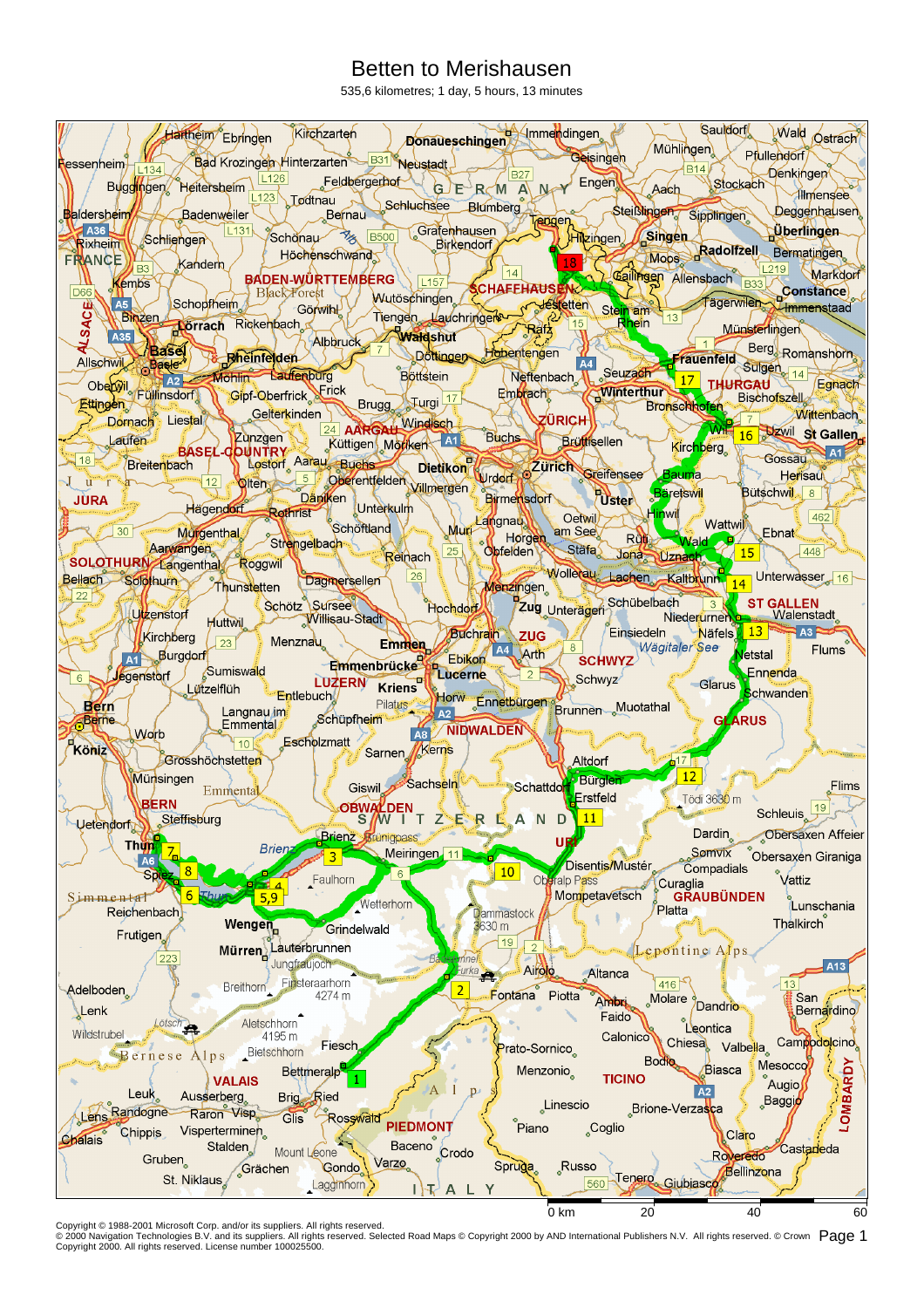# Betten to Merishausen

535,6 kilometres; 1 day, 5 hours, 13 minutes

0 km 20 40 60

Copyright © 1988-2001 Microsoft Corp. and/or its suppliers. All rights reserved.
© 2000 Navigation Technologies B.V. and its suppliers. All rights reserved. Selected Road Maps © Copyright 2000 by AND International Publishers N.V. All rights reserved. © Crown Copyright 2000. All rights reserved. License number 100025500.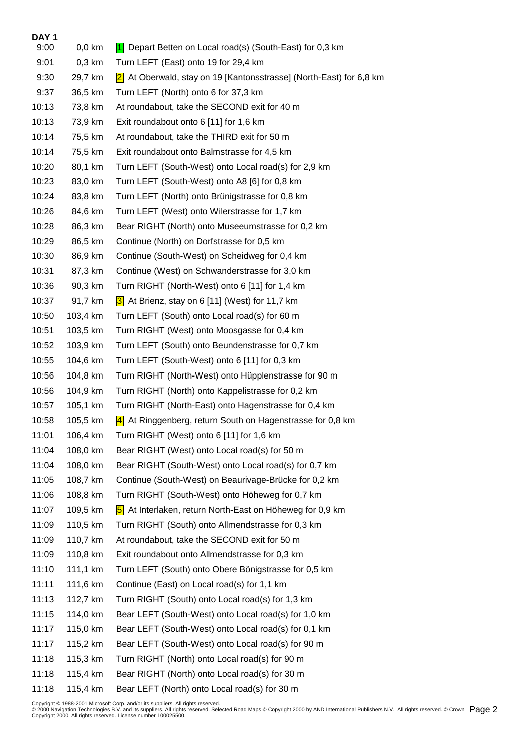**DAY 1**

| | | |
|---|---|---|
| 9:00 | 0,0 km | 1 Depart Betten on Local road(s) (South-East) for 0,3 km |
| 9:01 | 0,3 km | Turn LEFT (East) onto 19 for 29,4 km |
| 9:30 | 29,7 km | 2 At Oberwald, stay on 19 [Kantonsstrasse] (North-East) for 6,8 km |
| 9:37 | 36,5 km | Turn LEFT (North) onto 6 for 37,3 km |
| 10:13 | 73,8 km | At roundabout, take the SECOND exit for 40 m |
| 10:13 | 73,9 km | Exit roundabout onto 6 [11] for 1,6 km |
| 10:14 | 75,5 km | At roundabout, take the THIRD exit for 50 m |
| 10:14 | 75,5 km | Exit roundabout onto Balmstrasse for 4,5 km |
| 10:20 | 80,1 km | Turn LEFT (South-West) onto Local road(s) for 2,9 km |
| 10:23 | 83,0 km | Turn LEFT (South-West) onto A8 [6] for 0,8 km |
| 10:24 | 83,8 km | Turn LEFT (North) onto Brünigstrasse for 0,8 km |
| 10:26 | 84,6 km | Turn LEFT (West) onto Wilerstrasse for 1,7 km |
| 10:28 | 86,3 km | Bear RIGHT (North) onto Museeumstrasse for 0,2 km |
| 10:29 | 86,5 km | Continue (North) on Dorfstrasse for 0,5 km |
| 10:30 | 86,9 km | Continue (South-West) on Scheidweg for 0,4 km |
| 10:31 | 87,3 km | Continue (West) on Schwanderstrasse for 3,0 km |
| 10:36 | 90,3 km | Turn RIGHT (North-West) onto 6 [11] for 1,4 km |
| 10:37 | 91,7 km | 3 At Brienz, stay on 6 [11] (West) for 11,7 km |
| 10:50 | 103,4 km | Turn LEFT (South) onto Local road(s) for 60 m |
| 10:51 | 103,5 km | Turn RIGHT (West) onto Moosgasse for 0,4 km |
| 10:52 | 103,9 km | Turn LEFT (South) onto Beundenstrasse for 0,7 km |
| 10:55 | 104,6 km | Turn LEFT (South-West) onto 6 [11] for 0,3 km |
| 10:56 | 104,8 km | Turn RIGHT (North-West) onto Hüpplenstrasse for 90 m |
| 10:56 | 104,9 km | Turn RIGHT (North) onto Kappelistrasse for 0,2 km |
| 10:57 | 105,1 km | Turn RIGHT (North-East) onto Hagenstrasse for 0,4 km |
| 10:58 | 105,5 km | 4 At Ringgenberg, return South on Hagenstrasse for 0,8 km |
| 11:01 | 106,4 km | Turn RIGHT (West) onto 6 [11] for 1,6 km |
| 11:04 | 108,0 km | Bear RIGHT (West) onto Local road(s) for 50 m |
| 11:04 | 108,0 km | Bear RIGHT (South-West) onto Local road(s) for 0,7 km |
| 11:05 | 108,7 km | Continue (South-West) on Beaurivage-Brücke for 0,2 km |
| 11:06 | 108,8 km | Turn RIGHT (South-West) onto Höheweg for 0,7 km |
| 11:07 | 109,5 km | 5 At Interlaken, return North-East on Höheweg for 0,9 km |
| 11:09 | 110,5 km | Turn RIGHT (South) onto Allmendstrasse for 0,3 km |
| 11:09 | 110,7 km | At roundabout, take the SECOND exit for 50 m |
| 11:09 | 110,8 km | Exit roundabout onto Allmendstrasse for 0,3 km |
| 11:10 | 111,1 km | Turn LEFT (South) onto Obere Bönigstrasse for 0,5 km |
| 11:11 | 111,6 km | Continue (East) on Local road(s) for 1,1 km |
| 11:13 | 112,7 km | Turn RIGHT (South) onto Local road(s) for 1,3 km |
| 11:15 | 114,0 km | Bear LEFT (South-West) onto Local road(s) for 1,0 km |
| 11:17 | 115,0 km | Bear LEFT (South-West) onto Local road(s) for 0,1 km |
| 11:17 | 115,2 km | Bear LEFT (South-West) onto Local road(s) for 90 m |
| 11:18 | 115,3 km | Turn RIGHT (North) onto Local road(s) for 90 m |
| 11:18 | 115,4 km | Bear RIGHT (North) onto Local road(s) for 30 m |
| 11:18 | 115,4 km | Bear LEFT (North) onto Local road(s) for 30 m |

Copyright © 1988-2001 Microsoft Corp. and/or its suppliers. All rights reserved.
© 2000 Navigation Technologies B.V. and its suppliers. All rights reserved. Selected Road Maps © Copyright 2000 by AND International Publishers N.V. All rights reserved. © Crown Copyright 2000. All rights reserved. License number 100025500.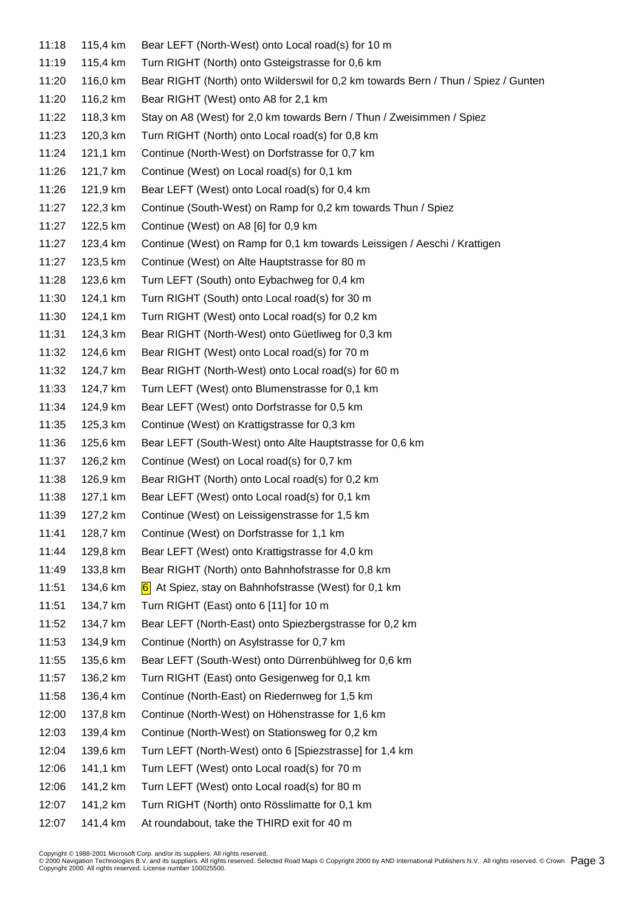| | | |
|---|---|---|
| 11:18 | 115,4 km | Bear LEFT (North-West) onto Local road(s) for 10 m |
| 11:19 | 115,4 km | Turn RIGHT (North) onto Gsteigstrasse for 0,6 km |
| 11:20 | 116,0 km | Bear RIGHT (North) onto Wilderswil for 0,2 km towards Bern / Thun / Spiez / Gunten |
| 11:20 | 116,2 km | Bear RIGHT (West) onto A8 for 2,1 km |
| 11:22 | 118,3 km | Stay on A8 (West) for 2,0 km towards Bern / Thun / Zweisimmen / Spiez |
| 11:23 | 120,3 km | Turn RIGHT (North) onto Local road(s) for 0,8 km |
| 11:24 | 121,1 km | Continue (North-West) on Dorfstrasse for 0,7 km |
| 11:26 | 121,7 km | Continue (West) on Local road(s) for 0,1 km |
| 11:26 | 121,9 km | Bear LEFT (West) onto Local road(s) for 0,4 km |
| 11:27 | 122,3 km | Continue (South-West) on Ramp for 0,2 km towards Thun / Spiez |
| 11:27 | 122,5 km | Continue (West) on A8 [6] for 0,9 km |
| 11:27 | 123,4 km | Continue (West) on Ramp for 0,1 km towards Leissigen / Aeschi / Krattigen |
| 11:27 | 123,5 km | Continue (West) on Alte Hauptstrasse for 80 m |
| 11:28 | 123,6 km | Turn LEFT (South) onto Eybachweg for 0,4 km |
| 11:30 | 124,1 km | Turn RIGHT (South) onto Local road(s) for 30 m |
| 11:30 | 124,1 km | Turn RIGHT (West) onto Local road(s) for 0,2 km |
| 11:31 | 124,3 km | Bear RIGHT (North-West) onto Güetliweg for 0,3 km |
| 11:32 | 124,6 km | Bear RIGHT (West) onto Local road(s) for 70 m |
| 11:32 | 124,7 km | Bear RIGHT (North-West) onto Local road(s) for 60 m |
| 11:33 | 124,7 km | Turn LEFT (West) onto Blumenstrasse for 0,1 km |
| 11:34 | 124,9 km | Bear LEFT (West) onto Dorfstrasse for 0,5 km |
| 11:35 | 125,3 km | Continue (West) on Krattigstrasse for 0,3 km |
| 11:36 | 125,6 km | Bear LEFT (South-West) onto Alte Hauptstrasse for 0,6 km |
| 11:37 | 126,2 km | Continue (West) on Local road(s) for 0,7 km |
| 11:38 | 126,9 km | Bear RIGHT (North) onto Local road(s) for 0,2 km |
| 11:38 | 127,1 km | Bear LEFT (West) onto Local road(s) for 0,1 km |
| 11:39 | 127,2 km | Continue (West) on Leissigenstrasse for 1,5 km |
| 11:41 | 128,7 km | Continue (West) on Dorfstrasse for 1,1 km |
| 11:44 | 129,8 km | Bear LEFT (West) onto Krattigstrasse for 4,0 km |
| 11:49 | 133,8 km | Bear RIGHT (North) onto Bahnhofstrasse for 0,8 km |
| 11:51 | 134,6 km | 6 At Spiez, stay on Bahnhofstrasse (West) for 0,1 km |
| 11:51 | 134,7 km | Turn RIGHT (East) onto 6 [11] for 10 m |
| 11:52 | 134,7 km | Bear LEFT (North-East) onto Spiezbergstrasse for 0,2 km |
| 11:53 | 134,9 km | Continue (North) on Asylstrasse for 0,7 km |
| 11:55 | 135,6 km | Bear LEFT (South-West) onto Dürrenbühlweg for 0,6 km |
| 11:57 | 136,2 km | Turn RIGHT (East) onto Gesigenweg for 0,1 km |
| 11:58 | 136,4 km | Continue (North-East) on Riedernweg for 1,5 km |
| 12:00 | 137,8 km | Continue (North-West) on Höhenstrasse for 1,6 km |
| 12:03 | 139,4 km | Continue (North-West) on Stationsweg for 0,2 km |
| 12:04 | 139,6 km | Turn LEFT (North-West) onto 6 [Spiezstrasse] for 1,4 km |
| 12:06 | 141,1 km | Turn LEFT (West) onto Local road(s) for 70 m |
| 12:06 | 141,2 km | Turn LEFT (West) onto Local road(s) for 80 m |
| 12:07 | 141,2 km | Turn RIGHT (North) onto Rösslimatte for 0,1 km |
| 12:07 | 141,4 km | At roundabout, take the THIRD exit for 40 m |

Copyright © 1988-2001 Microsoft Corp. and/or its suppliers. All rights reserved.
© 2000 Navigation Technologies B.V. and its suppliers. All rights reserved. Selected Road Maps © Copyright 2000 by AND International Publishers N.V. All rights reserved. © Crown Copyright 2000. All rights reserved. License number 100025500.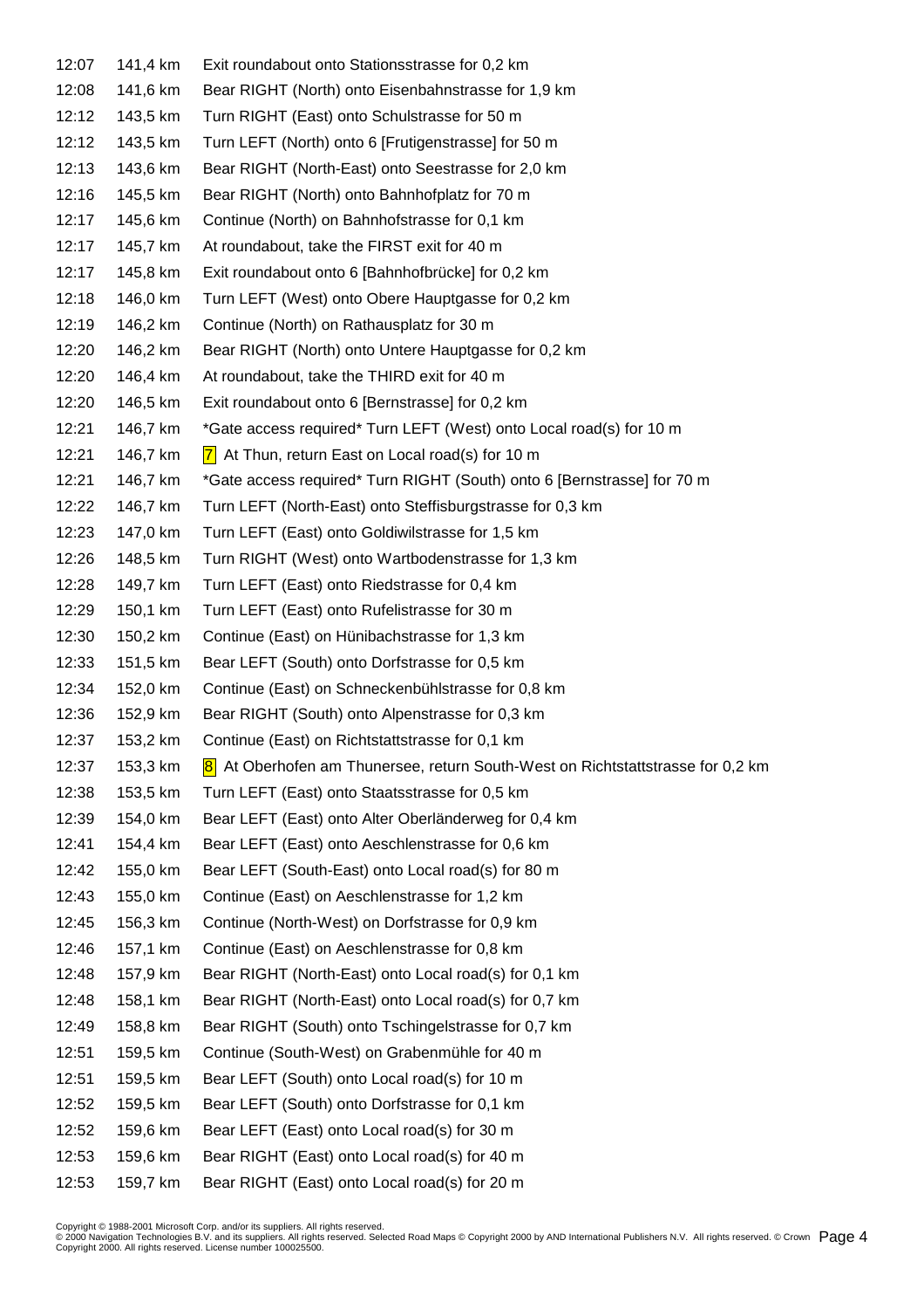| | | |
|---|---|---|
| 12:07 | 141,4 km | Exit roundabout onto Stationsstrasse for 0,2 km |
| 12:08 | 141,6 km | Bear RIGHT (North) onto Eisenbahnstrasse for 1,9 km |
| 12:12 | 143,5 km | Turn RIGHT (East) onto Schulstrasse for 50 m |
| 12:12 | 143,5 km | Turn LEFT (North) onto 6 [Frutigenstrasse] for 50 m |
| 12:13 | 143,6 km | Bear RIGHT (North-East) onto Seestrasse for 2,0 km |
| 12:16 | 145,5 km | Bear RIGHT (North) onto Bahnhofplatz for 70 m |
| 12:17 | 145,6 km | Continue (North) on Bahnhofstrasse for 0,1 km |
| 12:17 | 145,7 km | At roundabout, take the FIRST exit for 40 m |
| 12:17 | 145,8 km | Exit roundabout onto 6 [Bahnhofbrücke] for 0,2 km |
| 12:18 | 146,0 km | Turn LEFT (West) onto Obere Hauptgasse for 0,2 km |
| 12:19 | 146,2 km | Continue (North) on Rathausplatz for 30 m |
| 12:20 | 146,2 km | Bear RIGHT (North) onto Untere Hauptgasse for 0,2 km |
| 12:20 | 146,4 km | At roundabout, take the THIRD exit for 40 m |
| 12:20 | 146,5 km | Exit roundabout onto 6 [Bernstrasse] for 0,2 km |
| 12:21 | 146,7 km | *Gate access required* Turn LEFT (West) onto Local road(s) for 10 m |
| 12:21 | 146,7 km | 7 At Thun, return East on Local road(s) for 10 m |
| 12:21 | 146,7 km | *Gate access required* Turn RIGHT (South) onto 6 [Bernstrasse] for 70 m |
| 12:22 | 146,7 km | Turn LEFT (North-East) onto Steffisburgstrasse for 0,3 km |
| 12:23 | 147,0 km | Turn LEFT (East) onto Goldiwilstrasse for 1,5 km |
| 12:26 | 148,5 km | Turn RIGHT (West) onto Wartbodenstrasse for 1,3 km |
| 12:28 | 149,7 km | Turn LEFT (East) onto Riedstrasse for 0,4 km |
| 12:29 | 150,1 km | Turn LEFT (East) onto Rufelistrasse for 30 m |
| 12:30 | 150,2 km | Continue (East) on Hünibachstrasse for 1,3 km |
| 12:33 | 151,5 km | Bear LEFT (South) onto Dorfstrasse for 0,5 km |
| 12:34 | 152,0 km | Continue (East) on Schneckenbühlstrasse for 0,8 km |
| 12:36 | 152,9 km | Bear RIGHT (South) onto Alpenstrasse for 0,3 km |
| 12:37 | 153,2 km | Continue (East) on Richtstattstrasse for 0,1 km |
| 12:37 | 153,3 km | 8 At Oberhofen am Thunersee, return South-West on Richtstattstrasse for 0,2 km |
| 12:38 | 153,5 km | Turn LEFT (East) onto Staatsstrasse for 0,5 km |
| 12:39 | 154,0 km | Bear LEFT (East) onto Alter Oberländerweg for 0,4 km |
| 12:41 | 154,4 km | Bear LEFT (East) onto Aeschlenstrasse for 0,6 km |
| 12:42 | 155,0 km | Bear LEFT (South-East) onto Local road(s) for 80 m |
| 12:43 | 155,0 km | Continue (East) on Aeschlenstrasse for 1,2 km |
| 12:45 | 156,3 km | Continue (North-West) on Dorfstrasse for 0,9 km |
| 12:46 | 157,1 km | Continue (East) on Aeschlenstrasse for 0,8 km |
| 12:48 | 157,9 km | Bear RIGHT (North-East) onto Local road(s) for 0,1 km |
| 12:48 | 158,1 km | Bear RIGHT (North-East) onto Local road(s) for 0,7 km |
| 12:49 | 158,8 km | Bear RIGHT (South) onto Tschingelstrasse for 0,7 km |
| 12:51 | 159,5 km | Continue (South-West) on Grabenmühle for 40 m |
| 12:51 | 159,5 km | Bear LEFT (South) onto Local road(s) for 10 m |
| 12:52 | 159,5 km | Bear LEFT (South) onto Dorfstrasse for 0,1 km |
| 12:52 | 159,6 km | Bear LEFT (East) onto Local road(s) for 30 m |
| 12:53 | 159,6 km | Bear RIGHT (East) onto Local road(s) for 40 m |
| 12:53 | 159,7 km | Bear RIGHT (East) onto Local road(s) for 20 m |

Copyright © 1988-2001 Microsoft Corp. and/or its suppliers. All rights reserved.
© 2000 Navigation Technologies B.V. and its suppliers. All rights reserved. Selected Road Maps © Copyright 2000 by AND International Publishers N.V. All rights reserved. © Crown Copyright 2000. All rights reserved. License number 100025500.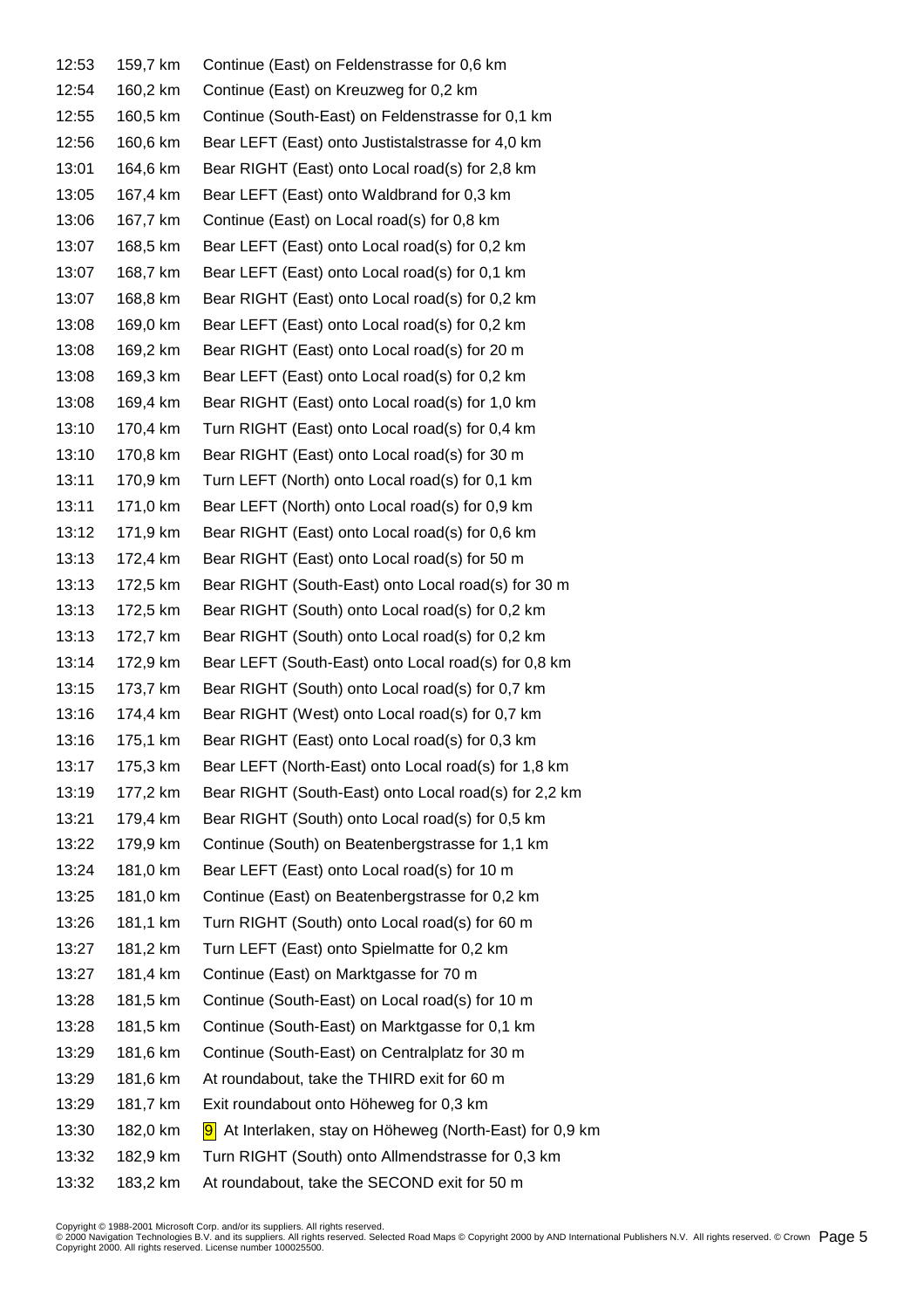| | | |
|---|---|---|
| 12:53 | 159,7 km | Continue (East) on Feldenstrasse for 0,6 km |
| 12:54 | 160,2 km | Continue (East) on Kreuzweg for 0,2 km |
| 12:55 | 160,5 km | Continue (South-East) on Feldenstrasse for 0,1 km |
| 12:56 | 160,6 km | Bear LEFT (East) onto Justistalstrasse for 4,0 km |
| 13:01 | 164,6 km | Bear RIGHT (East) onto Local road(s) for 2,8 km |
| 13:05 | 167,4 km | Bear LEFT (East) onto Waldbrand for 0,3 km |
| 13:06 | 167,7 km | Continue (East) on Local road(s) for 0,8 km |
| 13:07 | 168,5 km | Bear LEFT (East) onto Local road(s) for 0,2 km |
| 13:07 | 168,7 km | Bear LEFT (East) onto Local road(s) for 0,1 km |
| 13:07 | 168,8 km | Bear RIGHT (East) onto Local road(s) for 0,2 km |
| 13:08 | 169,0 km | Bear LEFT (East) onto Local road(s) for 0,2 km |
| 13:08 | 169,2 km | Bear RIGHT (East) onto Local road(s) for 20 m |
| 13:08 | 169,3 km | Bear LEFT (East) onto Local road(s) for 0,2 km |
| 13:08 | 169,4 km | Bear RIGHT (East) onto Local road(s) for 1,0 km |
| 13:10 | 170,4 km | Turn RIGHT (East) onto Local road(s) for 0,4 km |
| 13:10 | 170,8 km | Bear RIGHT (East) onto Local road(s) for 30 m |
| 13:11 | 170,9 km | Turn LEFT (North) onto Local road(s) for 0,1 km |
| 13:11 | 171,0 km | Bear LEFT (North) onto Local road(s) for 0,9 km |
| 13:12 | 171,9 km | Bear RIGHT (East) onto Local road(s) for 0,6 km |
| 13:13 | 172,4 km | Bear RIGHT (East) onto Local road(s) for 50 m |
| 13:13 | 172,5 km | Bear RIGHT (South-East) onto Local road(s) for 30 m |
| 13:13 | 172,5 km | Bear RIGHT (South) onto Local road(s) for 0,2 km |
| 13:13 | 172,7 km | Bear RIGHT (South) onto Local road(s) for 0,2 km |
| 13:14 | 172,9 km | Bear LEFT (South-East) onto Local road(s) for 0,8 km |
| 13:15 | 173,7 km | Bear RIGHT (South) onto Local road(s) for 0,7 km |
| 13:16 | 174,4 km | Bear RIGHT (West) onto Local road(s) for 0,7 km |
| 13:16 | 175,1 km | Bear RIGHT (East) onto Local road(s) for 0,3 km |
| 13:17 | 175,3 km | Bear LEFT (North-East) onto Local road(s) for 1,8 km |
| 13:19 | 177,2 km | Bear RIGHT (South-East) onto Local road(s) for 2,2 km |
| 13:21 | 179,4 km | Bear RIGHT (South) onto Local road(s) for 0,5 km |
| 13:22 | 179,9 km | Continue (South) on Beatenbergstrasse for 1,1 km |
| 13:24 | 181,0 km | Bear LEFT (East) onto Local road(s) for 10 m |
| 13:25 | 181,0 km | Continue (East) on Beatenbergstrasse for 0,2 km |
| 13:26 | 181,1 km | Turn RIGHT (South) onto Local road(s) for 60 m |
| 13:27 | 181,2 km | Turn LEFT (East) onto Spielmatte for 0,2 km |
| 13:27 | 181,4 km | Continue (East) on Marktgasse for 70 m |
| 13:28 | 181,5 km | Continue (South-East) on Local road(s) for 10 m |
| 13:28 | 181,5 km | Continue (South-East) on Marktgasse for 0,1 km |
| 13:29 | 181,6 km | Continue (South-East) on Centralplatz for 30 m |
| 13:29 | 181,6 km | At roundabout, take the THIRD exit for 60 m |
| 13:29 | 181,7 km | Exit roundabout onto Höheweg for 0,3 km |
| 13:30 | 182,0 km | 9 At Interlaken, stay on Höheweg (North-East) for 0,9 km |
| 13:32 | 182,9 km | Turn RIGHT (South) onto Allmendstrasse for 0,3 km |
| 13:32 | 183,2 km | At roundabout, take the SECOND exit for 50 m |

Copyright © 1988-2001 Microsoft Corp. and/or its suppliers. All rights reserved.
© 2000 Navigation Technologies B.V. and its suppliers. All rights reserved. Selected Road Maps © Copyright 2000 by AND International Publishers N.V. All rights reserved. © Crown Copyright 2000. All rights reserved. License number 100025500.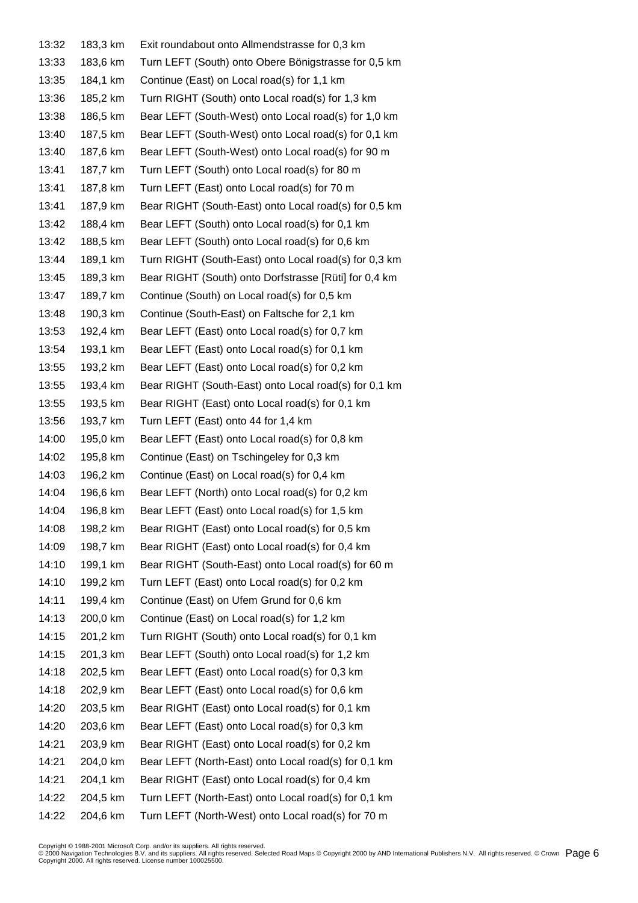| | | |
|---|---|---|
| 13:32 | 183,3 km | Exit roundabout onto Allmendstrasse for 0,3 km |
| 13:33 | 183,6 km | Turn LEFT (South) onto Obere Bönigstrasse for 0,5 km |
| 13:35 | 184,1 km | Continue (East) on Local road(s) for 1,1 km |
| 13:36 | 185,2 km | Turn RIGHT (South) onto Local road(s) for 1,3 km |
| 13:38 | 186,5 km | Bear LEFT (South-West) onto Local road(s) for 1,0 km |
| 13:40 | 187,5 km | Bear LEFT (South-West) onto Local road(s) for 0,1 km |
| 13:40 | 187,6 km | Bear LEFT (South-West) onto Local road(s) for 90 m |
| 13:41 | 187,7 km | Turn LEFT (South) onto Local road(s) for 80 m |
| 13:41 | 187,8 km | Turn LEFT (East) onto Local road(s) for 70 m |
| 13:41 | 187,9 km | Bear RIGHT (South-East) onto Local road(s) for 0,5 km |
| 13:42 | 188,4 km | Bear LEFT (South) onto Local road(s) for 0,1 km |
| 13:42 | 188,5 km | Bear LEFT (South) onto Local road(s) for 0,6 km |
| 13:44 | 189,1 km | Turn RIGHT (South-East) onto Local road(s) for 0,3 km |
| 13:45 | 189,3 km | Bear RIGHT (South) onto Dorfstrasse [Rüti] for 0,4 km |
| 13:47 | 189,7 km | Continue (South) on Local road(s) for 0,5 km |
| 13:48 | 190,3 km | Continue (South-East) on Faltsche for 2,1 km |
| 13:53 | 192,4 km | Bear LEFT (East) onto Local road(s) for 0,7 km |
| 13:54 | 193,1 km | Bear LEFT (East) onto Local road(s) for 0,1 km |
| 13:55 | 193,2 km | Bear LEFT (East) onto Local road(s) for 0,2 km |
| 13:55 | 193,4 km | Bear RIGHT (South-East) onto Local road(s) for 0,1 km |
| 13:55 | 193,5 km | Bear RIGHT (East) onto Local road(s) for 0,1 km |
| 13:56 | 193,7 km | Turn LEFT (East) onto 44 for 1,4 km |
| 14:00 | 195,0 km | Bear LEFT (East) onto Local road(s) for 0,8 km |
| 14:02 | 195,8 km | Continue (East) on Tschingeley for 0,3 km |
| 14:03 | 196,2 km | Continue (East) on Local road(s) for 0,4 km |
| 14:04 | 196,6 km | Bear LEFT (North) onto Local road(s) for 0,2 km |
| 14:04 | 196,8 km | Bear LEFT (East) onto Local road(s) for 1,5 km |
| 14:08 | 198,2 km | Bear RIGHT (East) onto Local road(s) for 0,5 km |
| 14:09 | 198,7 km | Bear RIGHT (East) onto Local road(s) for 0,4 km |
| 14:10 | 199,1 km | Bear RIGHT (South-East) onto Local road(s) for 60 m |
| 14:10 | 199,2 km | Turn LEFT (East) onto Local road(s) for 0,2 km |
| 14:11 | 199,4 km | Continue (East) on Ufem Grund for 0,6 km |
| 14:13 | 200,0 km | Continue (East) on Local road(s) for 1,2 km |
| 14:15 | 201,2 km | Turn RIGHT (South) onto Local road(s) for 0,1 km |
| 14:15 | 201,3 km | Bear LEFT (South) onto Local road(s) for 1,2 km |
| 14:18 | 202,5 km | Bear LEFT (East) onto Local road(s) for 0,3 km |
| 14:18 | 202,9 km | Bear LEFT (East) onto Local road(s) for 0,6 km |
| 14:20 | 203,5 km | Bear RIGHT (East) onto Local road(s) for 0,1 km |
| 14:20 | 203,6 km | Bear LEFT (East) onto Local road(s) for 0,3 km |
| 14:21 | 203,9 km | Bear RIGHT (East) onto Local road(s) for 0,2 km |
| 14:21 | 204,0 km | Bear LEFT (North-East) onto Local road(s) for 0,1 km |
| 14:21 | 204,1 km | Bear RIGHT (East) onto Local road(s) for 0,4 km |
| 14:22 | 204,5 km | Turn LEFT (North-East) onto Local road(s) for 0,1 km |
| 14:22 | 204,6 km | Turn LEFT (North-West) onto Local road(s) for 70 m |

Copyright © 1988-2001 Microsoft Corp. and/or its suppliers. All rights reserved.
© 2000 Navigation Technologies B.V. and its suppliers. All rights reserved. Selected Road Maps © Copyright 2000 by AND International Publishers N.V. All rights reserved. © Crown Copyright 2000. All rights reserved. License number 100025500.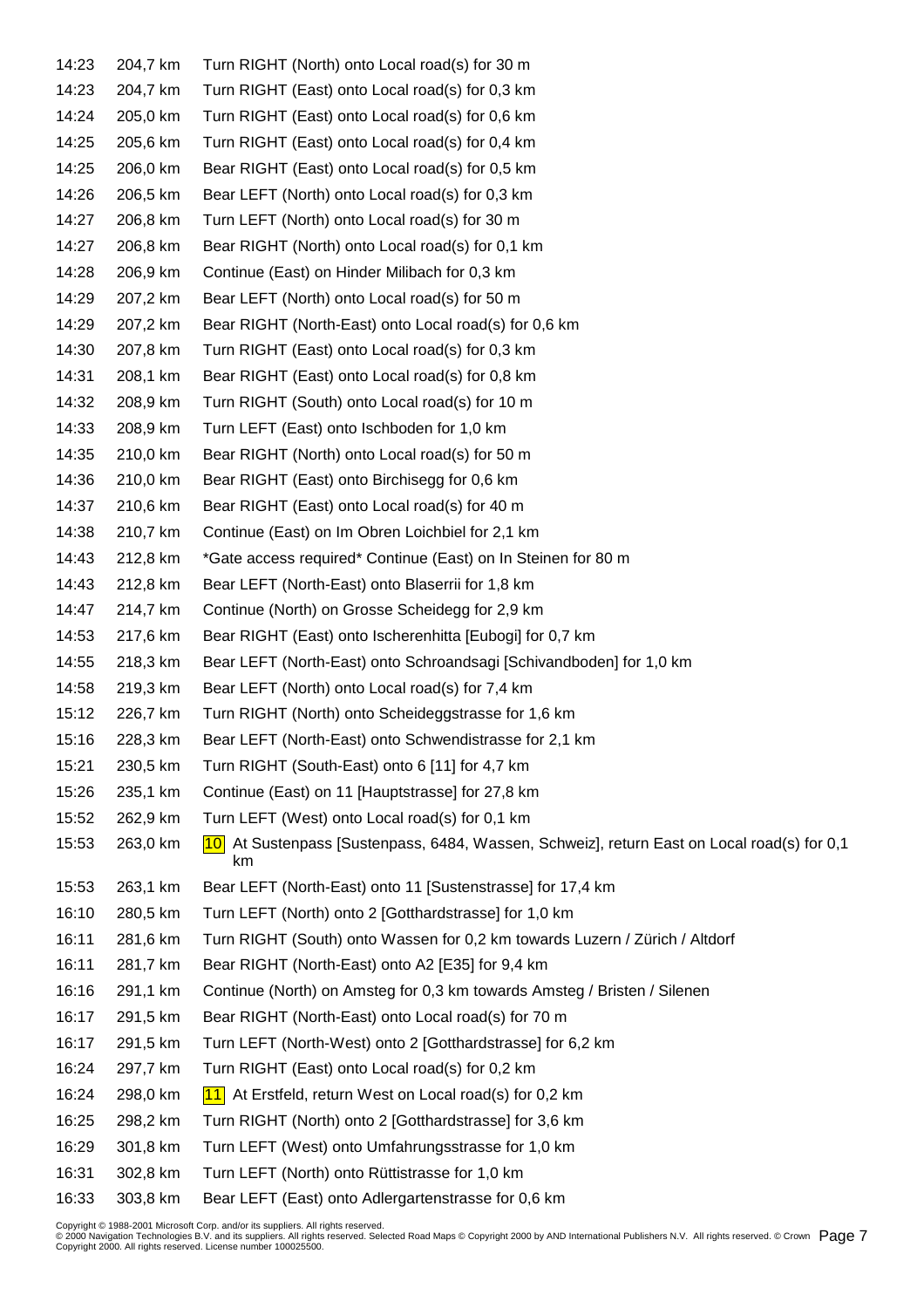| | | |
|---|---|---|
| 14:23 | 204,7 km | Turn RIGHT (North) onto Local road(s) for 30 m |
| 14:23 | 204,7 km | Turn RIGHT (East) onto Local road(s) for 0,3 km |
| 14:24 | 205,0 km | Turn RIGHT (East) onto Local road(s) for 0,6 km |
| 14:25 | 205,6 km | Turn RIGHT (East) onto Local road(s) for 0,4 km |
| 14:25 | 206,0 km | Bear RIGHT (East) onto Local road(s) for 0,5 km |
| 14:26 | 206,5 km | Bear LEFT (North) onto Local road(s) for 0,3 km |
| 14:27 | 206,8 km | Turn LEFT (North) onto Local road(s) for 30 m |
| 14:27 | 206,8 km | Bear RIGHT (North) onto Local road(s) for 0,1 km |
| 14:28 | 206,9 km | Continue (East) on Hinder Milibach for 0,3 km |
| 14:29 | 207,2 km | Bear LEFT (North) onto Local road(s) for 50 m |
| 14:29 | 207,2 km | Bear RIGHT (North-East) onto Local road(s) for 0,6 km |
| 14:30 | 207,8 km | Turn RIGHT (East) onto Local road(s) for 0,3 km |
| 14:31 | 208,1 km | Bear RIGHT (East) onto Local road(s) for 0,8 km |
| 14:32 | 208,9 km | Turn RIGHT (South) onto Local road(s) for 10 m |
| 14:33 | 208,9 km | Turn LEFT (East) onto Ischboden for 1,0 km |
| 14:35 | 210,0 km | Bear RIGHT (North) onto Local road(s) for 50 m |
| 14:36 | 210,0 km | Bear RIGHT (East) onto Birchisegg for 0,6 km |
| 14:37 | 210,6 km | Bear RIGHT (East) onto Local road(s) for 40 m |
| 14:38 | 210,7 km | Continue (East) on Im Obren Loichbiel for 2,1 km |
| 14:43 | 212,8 km | *Gate access required* Continue (East) on In Steinen for 80 m |
| 14:43 | 212,8 km | Bear LEFT (North-East) onto Blaserrii for 1,8 km |
| 14:47 | 214,7 km | Continue (North) on Grosse Scheidegg for 2,9 km |
| 14:53 | 217,6 km | Bear RIGHT (East) onto Ischerenhitta [Eubogi] for 0,7 km |
| 14:55 | 218,3 km | Bear LEFT (North-East) onto Schroandsagi [Schivandboden] for 1,0 km |
| 14:58 | 219,3 km | Bear LEFT (North) onto Local road(s) for 7,4 km |
| 15:12 | 226,7 km | Turn RIGHT (North) onto Scheideggstrasse for 1,6 km |
| 15:16 | 228,3 km | Bear LEFT (North-East) onto Schwendistrasse for 2,1 km |
| 15:21 | 230,5 km | Turn RIGHT (South-East) onto 6 [11] for 4,7 km |
| 15:26 | 235,1 km | Continue (East) on 11 [Hauptstrasse] for 27,8 km |
| 15:52 | 262,9 km | Turn LEFT (West) onto Local road(s) for 0,1 km |
| 15:53 | 263,0 km | 10 At Sustenpass [Sustenpass, 6484, Wassen, Schweiz], return East on Local road(s) for 0,1 km |
| 15:53 | 263,1 km | Bear LEFT (North-East) onto 11 [Sustenstrasse] for 17,4 km |
| 16:10 | 280,5 km | Turn LEFT (North) onto 2 [Gotthardstrasse] for 1,0 km |
| 16:11 | 281,6 km | Turn RIGHT (South) onto Wassen for 0,2 km towards Luzern / Zürich / Altdorf |
| 16:11 | 281,7 km | Bear RIGHT (North-East) onto A2 [E35] for 9,4 km |
| 16:16 | 291,1 km | Continue (North) on Amsteg for 0,3 km towards Amsteg / Bristen / Silenen |
| 16:17 | 291,5 km | Bear RIGHT (North-East) onto Local road(s) for 70 m |
| 16:17 | 291,5 km | Turn LEFT (North-West) onto 2 [Gotthardstrasse] for 6,2 km |
| 16:24 | 297,7 km | Turn RIGHT (East) onto Local road(s) for 0,2 km |
| 16:24 | 298,0 km | 11 At Erstfeld, return West on Local road(s) for 0,2 km |
| 16:25 | 298,2 km | Turn RIGHT (North) onto 2 [Gotthardstrasse] for 3,6 km |
| 16:29 | 301,8 km | Turn LEFT (West) onto Umfahrungsstrasse for 1,0 km |
| 16:31 | 302,8 km | Turn LEFT (North) onto Rüttistrasse for 1,0 km |
| 16:33 | 303,8 km | Bear LEFT (East) onto Adlergartenstrasse for 0,6 km |

Copyright © 1988-2001 Microsoft Corp. and/or its suppliers. All rights reserved.
© 2000 Navigation Technologies B.V. and its suppliers. All rights reserved. Selected Road Maps © Copyright 2000 by AND International Publishers N.V. All rights reserved. © Crown Copyright 2000. All rights reserved. License number 100025500.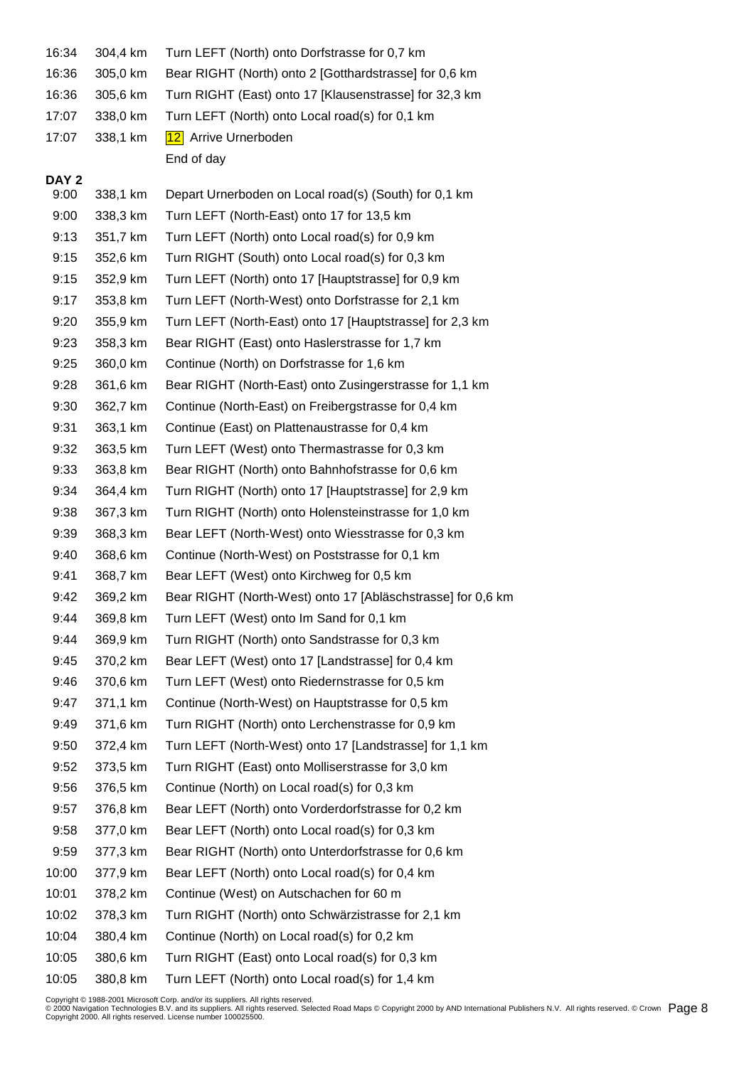| | | |
|---|---|---|
| 16:34 | 304,4 km | Turn LEFT (North) onto Dorfstrasse for 0,7 km |
| 16:36 | 305,0 km | Bear RIGHT (North) onto 2 [Gotthardstrasse] for 0,6 km |
| 16:36 | 305,6 km | Turn RIGHT (East) onto 17 [Klausenstrasse] for 32,3 km |
| 17:07 | 338,0 km | Turn LEFT (North) onto Local road(s) for 0,1 km |
| 17:07 | 338,1 km | 12 Arrive Urnerboden |
| | | End of day |

**DAY 2**

| | | |
|---|---|---|
| 9:00 | 338,1 km | Depart Urnerboden on Local road(s) (South) for 0,1 km |
| 9:00 | 338,3 km | Turn LEFT (North-East) onto 17 for 13,5 km |
| 9:13 | 351,7 km | Turn LEFT (North) onto Local road(s) for 0,9 km |
| 9:15 | 352,6 km | Turn RIGHT (South) onto Local road(s) for 0,3 km |
| 9:15 | 352,9 km | Turn LEFT (North) onto 17 [Hauptstrasse] for 0,9 km |
| 9:17 | 353,8 km | Turn LEFT (North-West) onto Dorfstrasse for 2,1 km |
| 9:20 | 355,9 km | Turn LEFT (North-East) onto 17 [Hauptstrasse] for 2,3 km |
| 9:23 | 358,3 km | Bear RIGHT (East) onto Haslerstrasse for 1,7 km |
| 9:25 | 360,0 km | Continue (North) on Dorfstrasse for 1,6 km |
| 9:28 | 361,6 km | Bear RIGHT (North-East) onto Zusingerstrasse for 1,1 km |
| 9:30 | 362,7 km | Continue (North-East) on Freibergstrasse for 0,4 km |
| 9:31 | 363,1 km | Continue (East) on Plattenaustrasse for 0,4 km |
| 9:32 | 363,5 km | Turn LEFT (West) onto Thermastrasse for 0,3 km |
| 9:33 | 363,8 km | Bear RIGHT (North) onto Bahnhofstrasse for 0,6 km |
| 9:34 | 364,4 km | Turn RIGHT (North) onto 17 [Hauptstrasse] for 2,9 km |
| 9:38 | 367,3 km | Turn RIGHT (North) onto Holensteinstrasse for 1,0 km |
| 9:39 | 368,3 km | Bear LEFT (North-West) onto Wiesstrasse for 0,3 km |
| 9:40 | 368,6 km | Continue (North-West) on Poststrasse for 0,1 km |
| 9:41 | 368,7 km | Bear LEFT (West) onto Kirchweg for 0,5 km |
| 9:42 | 369,2 km | Bear RIGHT (North-West) onto 17 [Abläschstrasse] for 0,6 km |
| 9:44 | 369,8 km | Turn LEFT (West) onto Im Sand for 0,1 km |
| 9:44 | 369,9 km | Turn RIGHT (North) onto Sandstrasse for 0,3 km |
| 9:45 | 370,2 km | Bear LEFT (West) onto 17 [Landstrasse] for 0,4 km |
| 9:46 | 370,6 km | Turn LEFT (West) onto Riedernstrasse for 0,5 km |
| 9:47 | 371,1 km | Continue (North-West) on Hauptstrasse for 0,5 km |
| 9:49 | 371,6 km | Turn RIGHT (North) onto Lerchenstrasse for 0,9 km |
| 9:50 | 372,4 km | Turn LEFT (North-West) onto 17 [Landstrasse] for 1,1 km |
| 9:52 | 373,5 km | Turn RIGHT (East) onto Molliserstrasse for 3,0 km |
| 9:56 | 376,5 km | Continue (North) on Local road(s) for 0,3 km |
| 9:57 | 376,8 km | Bear LEFT (North) onto Vorderdorfstrasse for 0,2 km |
| 9:58 | 377,0 km | Bear LEFT (North) onto Local road(s) for 0,3 km |
| 9:59 | 377,3 km | Bear RIGHT (North) onto Unterdorfstrasse for 0,6 km |
| 10:00 | 377,9 km | Bear LEFT (North) onto Local road(s) for 0,4 km |
| 10:01 | 378,2 km | Continue (West) on Autschachen for 60 m |
| 10:02 | 378,3 km | Turn RIGHT (North) onto Schwärzistrasse for 2,1 km |
| 10:04 | 380,4 km | Continue (North) on Local road(s) for 0,2 km |
| 10:05 | 380,6 km | Turn RIGHT (East) onto Local road(s) for 0,3 km |
| 10:05 | 380,8 km | Turn LEFT (North) onto Local road(s) for 1,4 km |

Copyright © 1988-2001 Microsoft Corp. and/or its suppliers. All rights reserved.
© 2000 Navigation Technologies B.V. and its suppliers. All rights reserved. Selected Road Maps © Copyright 2000 by AND International Publishers N.V. All rights reserved. © Crown Copyright 2000. All rights reserved. License number 100025500.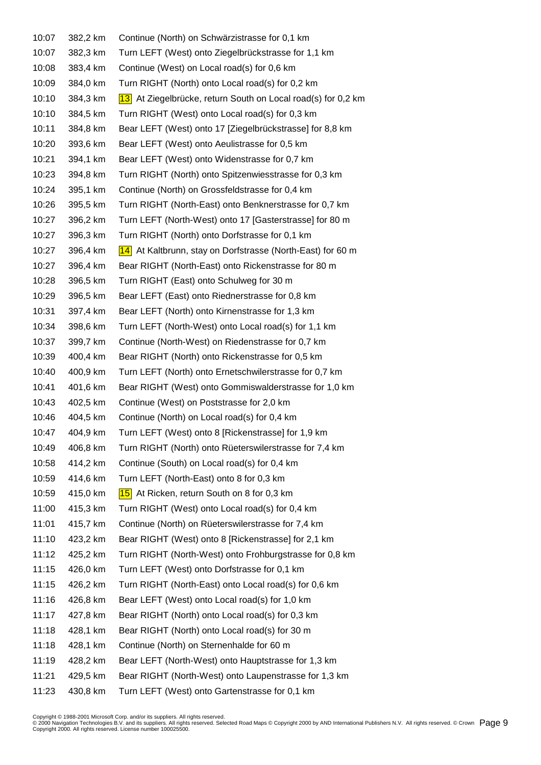| | | |
|---|---|---|
| 10:07 | 382,2 km | Continue (North) on Schwärzistrasse for 0,1 km |
| 10:07 | 382,3 km | Turn LEFT (West) onto Ziegelbrückstrasse for 1,1 km |
| 10:08 | 383,4 km | Continue (West) on Local road(s) for 0,6 km |
| 10:09 | 384,0 km | Turn RIGHT (North) onto Local road(s) for 0,2 km |
| 10:10 | 384,3 km | 13 At Ziegelbrücke, return South on Local road(s) for 0,2 km |
| 10:10 | 384,5 km | Turn RIGHT (West) onto Local road(s) for 0,3 km |
| 10:11 | 384,8 km | Bear LEFT (West) onto 17 [Ziegelbrückstrasse] for 8,8 km |
| 10:20 | 393,6 km | Bear LEFT (West) onto Aeulistrasse for 0,5 km |
| 10:21 | 394,1 km | Bear LEFT (West) onto Widenstrasse for 0,7 km |
| 10:23 | 394,8 km | Turn RIGHT (North) onto Spitzenwiesstrasse for 0,3 km |
| 10:24 | 395,1 km | Continue (North) on Grossfeldstrasse for 0,4 km |
| 10:26 | 395,5 km | Turn RIGHT (North-East) onto Benknerstrasse for 0,7 km |
| 10:27 | 396,2 km | Turn LEFT (North-West) onto 17 [Gasterstrasse] for 80 m |
| 10:27 | 396,3 km | Turn RIGHT (North) onto Dorfstrasse for 0,1 km |
| 10:27 | 396,4 km | 14 At Kaltbrunn, stay on Dorfstrasse (North-East) for 60 m |
| 10:27 | 396,4 km | Bear RIGHT (North-East) onto Rickenstrasse for 80 m |
| 10:28 | 396,5 km | Turn RIGHT (East) onto Schulweg for 30 m |
| 10:29 | 396,5 km | Bear LEFT (East) onto Riednerstrasse for 0,8 km |
| 10:31 | 397,4 km | Bear LEFT (North) onto Kirnenstrasse for 1,3 km |
| 10:34 | 398,6 km | Turn LEFT (North-West) onto Local road(s) for 1,1 km |
| 10:37 | 399,7 km | Continue (North-West) on Riedenstrasse for 0,7 km |
| 10:39 | 400,4 km | Bear RIGHT (North) onto Rickenstrasse for 0,5 km |
| 10:40 | 400,9 km | Turn LEFT (North) onto Ernetschwilerstrasse for 0,7 km |
| 10:41 | 401,6 km | Bear RIGHT (West) onto Gommiswalderstrasse for 1,0 km |
| 10:43 | 402,5 km | Continue (West) on Poststrasse for 2,0 km |
| 10:46 | 404,5 km | Continue (North) on Local road(s) for 0,4 km |
| 10:47 | 404,9 km | Turn LEFT (West) onto 8 [Rickenstrasse] for 1,9 km |
| 10:49 | 406,8 km | Turn RIGHT (North) onto Rüeterswilerstrasse for 7,4 km |
| 10:58 | 414,2 km | Continue (South) on Local road(s) for 0,4 km |
| 10:59 | 414,6 km | Turn LEFT (North-East) onto 8 for 0,3 km |
| 10:59 | 415,0 km | 15 At Ricken, return South on 8 for 0,3 km |
| 11:00 | 415,3 km | Turn RIGHT (West) onto Local road(s) for 0,4 km |
| 11:01 | 415,7 km | Continue (North) on Rüeterswilerstrasse for 7,4 km |
| 11:10 | 423,2 km | Bear RIGHT (West) onto 8 [Rickenstrasse] for 2,1 km |
| 11:12 | 425,2 km | Turn RIGHT (North-West) onto Frohburgstrasse for 0,8 km |
| 11:15 | 426,0 km | Turn LEFT (West) onto Dorfstrasse for 0,1 km |
| 11:15 | 426,2 km | Turn RIGHT (North-East) onto Local road(s) for 0,6 km |
| 11:16 | 426,8 km | Bear LEFT (West) onto Local road(s) for 1,0 km |
| 11:17 | 427,8 km | Bear RIGHT (North) onto Local road(s) for 0,3 km |
| 11:18 | 428,1 km | Bear RIGHT (North) onto Local road(s) for 30 m |
| 11:18 | 428,1 km | Continue (North) on Sternenhalde for 60 m |
| 11:19 | 428,2 km | Bear LEFT (North-West) onto Hauptstrasse for 1,3 km |
| 11:21 | 429,5 km | Bear RIGHT (North-West) onto Laupenstrasse for 1,3 km |
| 11:23 | 430,8 km | Turn LEFT (West) onto Gartenstrasse for 0,1 km |

Copyright © 1988-2001 Microsoft Corp. and/or its suppliers. All rights reserved.
© 2000 Navigation Technologies B.V. and its suppliers. All rights reserved. Selected Road Maps © Copyright 2000 by AND International Publishers N.V. All rights reserved. © Crown Copyright 2000. All rights reserved. License number 100025500.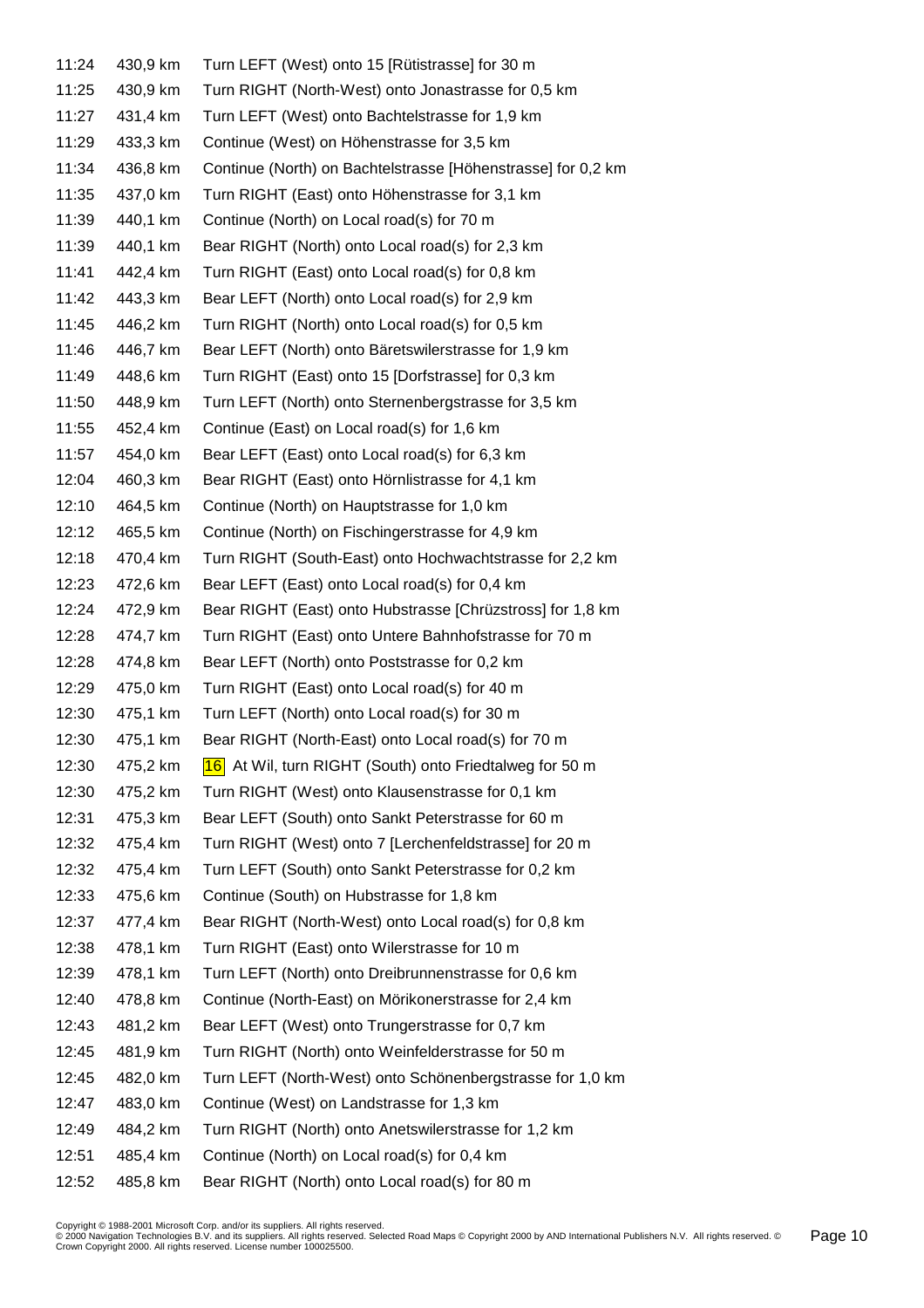| | | |
|---|---|---|
| 11:24 | 430,9 km | Turn LEFT (West) onto 15 [Rütistrasse] for 30 m |
| 11:25 | 430,9 km | Turn RIGHT (North-West) onto Jonastrasse for 0,5 km |
| 11:27 | 431,4 km | Turn LEFT (West) onto Bachtelstrasse for 1,9 km |
| 11:29 | 433,3 km | Continue (West) on Höhenstrasse for 3,5 km |
| 11:34 | 436,8 km | Continue (North) on Bachtelstrasse [Höhenstrasse] for 0,2 km |
| 11:35 | 437,0 km | Turn RIGHT (East) onto Höhenstrasse for 3,1 km |
| 11:39 | 440,1 km | Continue (North) on Local road(s) for 70 m |
| 11:39 | 440,1 km | Bear RIGHT (North) onto Local road(s) for 2,3 km |
| 11:41 | 442,4 km | Turn RIGHT (East) onto Local road(s) for 0,8 km |
| 11:42 | 443,3 km | Bear LEFT (North) onto Local road(s) for 2,9 km |
| 11:45 | 446,2 km | Turn RIGHT (North) onto Local road(s) for 0,5 km |
| 11:46 | 446,7 km | Bear LEFT (North) onto Bäretswilerstrasse for 1,9 km |
| 11:49 | 448,6 km | Turn RIGHT (East) onto 15 [Dorfstrasse] for 0,3 km |
| 11:50 | 448,9 km | Turn LEFT (North) onto Sternenbergstrasse for 3,5 km |
| 11:55 | 452,4 km | Continue (East) on Local road(s) for 1,6 km |
| 11:57 | 454,0 km | Bear LEFT (East) onto Local road(s) for 6,3 km |
| 12:04 | 460,3 km | Bear RIGHT (East) onto Hörnlistrasse for 4,1 km |
| 12:10 | 464,5 km | Continue (North) on Hauptstrasse for 1,0 km |
| 12:12 | 465,5 km | Continue (North) on Fischingerstrasse for 4,9 km |
| 12:18 | 470,4 km | Turn RIGHT (South-East) onto Hochwachtstrasse for 2,2 km |
| 12:23 | 472,6 km | Bear LEFT (East) onto Local road(s) for 0,4 km |
| 12:24 | 472,9 km | Bear RIGHT (East) onto Hubstrasse [Chrüzstross] for 1,8 km |
| 12:28 | 474,7 km | Turn RIGHT (East) onto Untere Bahnhofstrasse for 70 m |
| 12:28 | 474,8 km | Bear LEFT (North) onto Poststrasse for 0,2 km |
| 12:29 | 475,0 km | Turn RIGHT (East) onto Local road(s) for 40 m |
| 12:30 | 475,1 km | Turn LEFT (North) onto Local road(s) for 30 m |
| 12:30 | 475,1 km | Bear RIGHT (North-East) onto Local road(s) for 70 m |
| 12:30 | 475,2 km | 16 At Wil, turn RIGHT (South) onto Friedtalweg for 50 m |
| 12:30 | 475,2 km | Turn RIGHT (West) onto Klausenstrasse for 0,1 km |
| 12:31 | 475,3 km | Bear LEFT (South) onto Sankt Peterstrasse for 60 m |
| 12:32 | 475,4 km | Turn RIGHT (West) onto 7 [Lerchenfeldstrasse] for 20 m |
| 12:32 | 475,4 km | Turn LEFT (South) onto Sankt Peterstrasse for 0,2 km |
| 12:33 | 475,6 km | Continue (South) on Hubstrasse for 1,8 km |
| 12:37 | 477,4 km | Bear RIGHT (North-West) onto Local road(s) for 0,8 km |
| 12:38 | 478,1 km | Turn RIGHT (East) onto Wilerstrasse for 10 m |
| 12:39 | 478,1 km | Turn LEFT (North) onto Dreibrunnenstrasse for 0,6 km |
| 12:40 | 478,8 km | Continue (North-East) on Mörikonerstrasse for 2,4 km |
| 12:43 | 481,2 km | Bear LEFT (West) onto Trungerstrasse for 0,7 km |
| 12:45 | 481,9 km | Turn RIGHT (North) onto Weinfelderstrasse for 50 m |
| 12:45 | 482,0 km | Turn LEFT (North-West) onto Schönenbergstrasse for 1,0 km |
| 12:47 | 483,0 km | Continue (West) on Landstrasse for 1,3 km |
| 12:49 | 484,2 km | Turn RIGHT (North) onto Anetswilerstrasse for 1,2 km |
| 12:51 | 485,4 km | Continue (North) on Local road(s) for 0,4 km |
| 12:52 | 485,8 km | Bear RIGHT (North) onto Local road(s) for 80 m |

Copyright © 1988-2001 Microsoft Corp. and/or its suppliers. All rights reserved.
© 2000 Navigation Technologies B.V. and its suppliers. All rights reserved. Selected Road Maps © Copyright 2000 by AND International Publishers N.V. All rights reserved. © Crown Copyright 2000. All rights reserved. License number 100025500.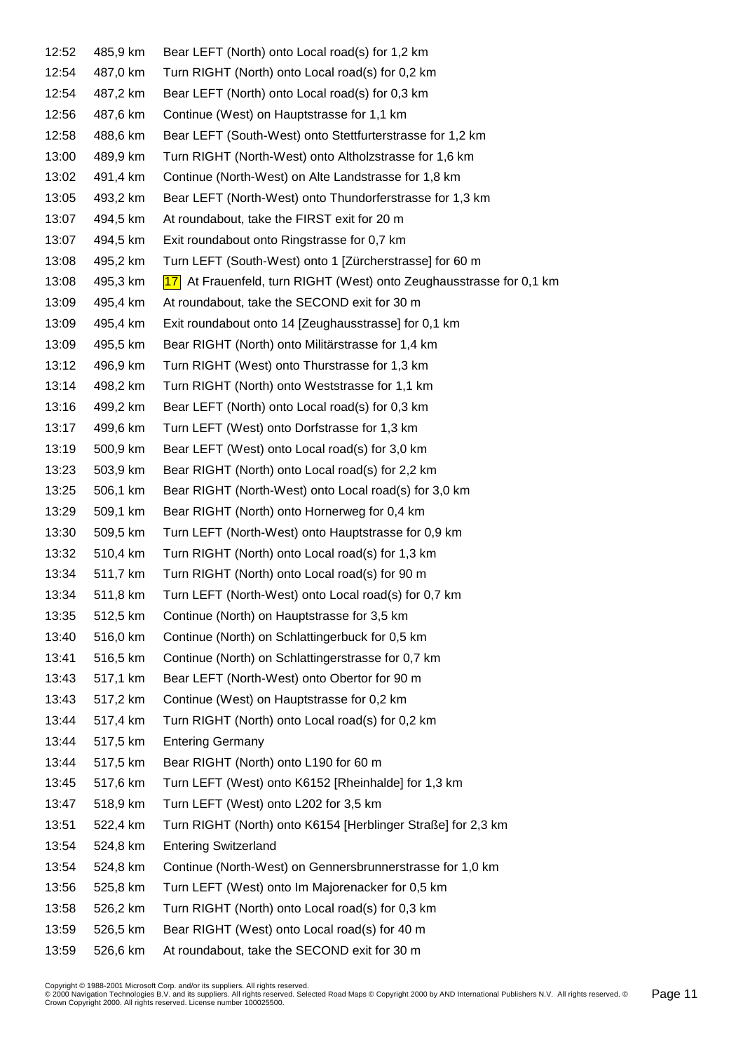| | | |
|---|---|---|
| 12:52 | 485,9 km | Bear LEFT (North) onto Local road(s) for 1,2 km |
| 12:54 | 487,0 km | Turn RIGHT (North) onto Local road(s) for 0,2 km |
| 12:54 | 487,2 km | Bear LEFT (North) onto Local road(s) for 0,3 km |
| 12:56 | 487,6 km | Continue (West) on Hauptstrasse for 1,1 km |
| 12:58 | 488,6 km | Bear LEFT (South-West) onto Stettfurterstrasse for 1,2 km |
| 13:00 | 489,9 km | Turn RIGHT (North-West) onto Altholzstrasse for 1,6 km |
| 13:02 | 491,4 km | Continue (North-West) on Alte Landstrasse for 1,8 km |
| 13:05 | 493,2 km | Bear LEFT (North-West) onto Thundorferstrasse for 1,3 km |
| 13:07 | 494,5 km | At roundabout, take the FIRST exit for 20 m |
| 13:07 | 494,5 km | Exit roundabout onto Ringstrasse for 0,7 km |
| 13:08 | 495,2 km | Turn LEFT (South-West) onto 1 [Zürcherstrasse] for 60 m |
| 13:08 | 495,3 km | 17 At Frauenfeld, turn RIGHT (West) onto Zeughausstrasse for 0,1 km |
| 13:09 | 495,4 km | At roundabout, take the SECOND exit for 30 m |
| 13:09 | 495,4 km | Exit roundabout onto 14 [Zeughausstrasse] for 0,1 km |
| 13:09 | 495,5 km | Bear RIGHT (North) onto Militärstrasse for 1,4 km |
| 13:12 | 496,9 km | Turn RIGHT (West) onto Thurstrasse for 1,3 km |
| 13:14 | 498,2 km | Turn RIGHT (North) onto Weststrasse for 1,1 km |
| 13:16 | 499,2 km | Bear LEFT (North) onto Local road(s) for 0,3 km |
| 13:17 | 499,6 km | Turn LEFT (West) onto Dorfstrasse for 1,3 km |
| 13:19 | 500,9 km | Bear LEFT (West) onto Local road(s) for 3,0 km |
| 13:23 | 503,9 km | Bear RIGHT (North) onto Local road(s) for 2,2 km |
| 13:25 | 506,1 km | Bear RIGHT (North-West) onto Local road(s) for 3,0 km |
| 13:29 | 509,1 km | Bear RIGHT (North) onto Hornerweg for 0,4 km |
| 13:30 | 509,5 km | Turn LEFT (North-West) onto Hauptstrasse for 0,9 km |
| 13:32 | 510,4 km | Turn RIGHT (North) onto Local road(s) for 1,3 km |
| 13:34 | 511,7 km | Turn RIGHT (North) onto Local road(s) for 90 m |
| 13:34 | 511,8 km | Turn LEFT (North-West) onto Local road(s) for 0,7 km |
| 13:35 | 512,5 km | Continue (North) on Hauptstrasse for 3,5 km |
| 13:40 | 516,0 km | Continue (North) on Schlattingerbuck for 0,5 km |
| 13:41 | 516,5 km | Continue (North) on Schlattingerstrasse for 0,7 km |
| 13:43 | 517,1 km | Bear LEFT (North-West) onto Obertor for 90 m |
| 13:43 | 517,2 km | Continue (West) on Hauptstrasse for 0,2 km |
| 13:44 | 517,4 km | Turn RIGHT (North) onto Local road(s) for 0,2 km |
| 13:44 | 517,5 km | Entering Germany |
| 13:44 | 517,5 km | Bear RIGHT (North) onto L190 for 60 m |
| 13:45 | 517,6 km | Turn LEFT (West) onto K6152 [Rheinhalde] for 1,3 km |
| 13:47 | 518,9 km | Turn LEFT (West) onto L202 for 3,5 km |
| 13:51 | 522,4 km | Turn RIGHT (North) onto K6154 [Herblinger Straße] for 2,3 km |
| 13:54 | 524,8 km | Entering Switzerland |
| 13:54 | 524,8 km | Continue (North-West) on Gennersbrunnerstrasse for 1,0 km |
| 13:56 | 525,8 km | Turn LEFT (West) onto Im Majorenacker for 0,5 km |
| 13:58 | 526,2 km | Turn RIGHT (North) onto Local road(s) for 0,3 km |
| 13:59 | 526,5 km | Bear RIGHT (West) onto Local road(s) for 40 m |
| 13:59 | 526,6 km | At roundabout, take the SECOND exit for 30 m |

Copyright © 1988-2001 Microsoft Corp. and/or its suppliers. All rights reserved.
© 2000 Navigation Technologies B.V. and its suppliers. All rights reserved. Selected Road Maps © Copyright 2000 by AND International Publishers N.V. All rights reserved. © Crown Copyright 2000. All rights reserved. License number 100025500.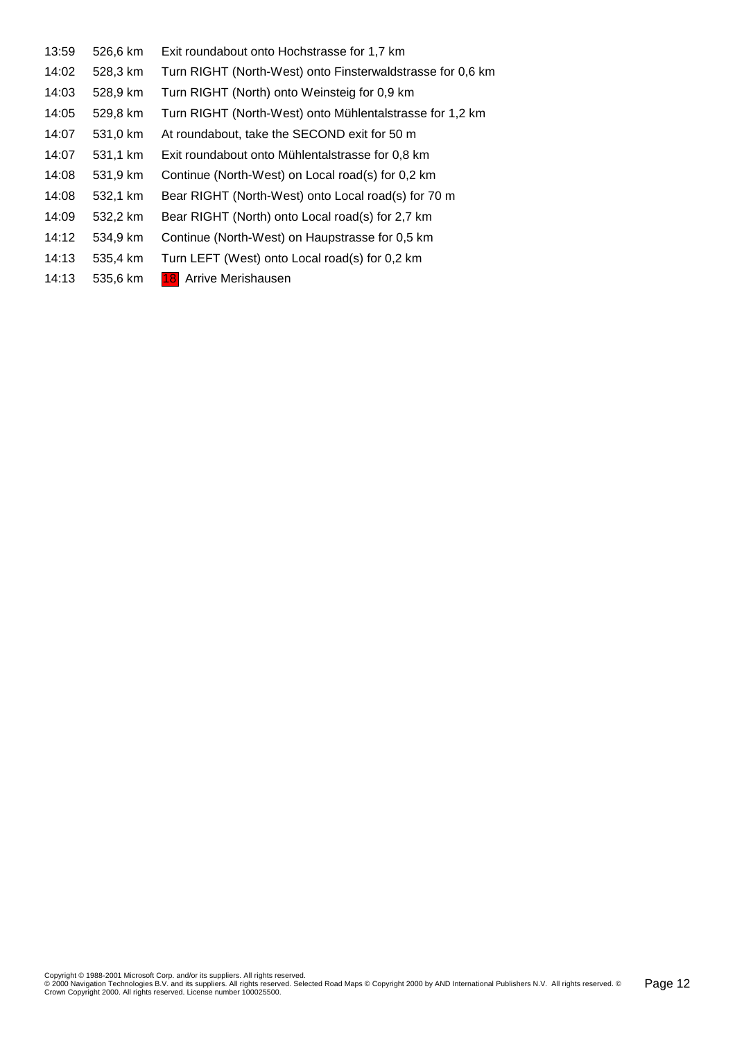| | | |
|---|---|---|
| 13:59 | 526,6 km | Exit roundabout onto Hochstrasse for 1,7 km |
| 14:02 | 528,3 km | Turn RIGHT (North-West) onto Finsterwaldstrasse for 0,6 km |
| 14:03 | 528,9 km | Turn RIGHT (North) onto Weinsteig for 0,9 km |
| 14:05 | 529,8 km | Turn RIGHT (North-West) onto Mühlentalstrasse for 1,2 km |
| 14:07 | 531,0 km | At roundabout, take the SECOND exit for 50 m |
| 14:07 | 531,1 km | Exit roundabout onto Mühlentalstrasse for 0,8 km |
| 14:08 | 531,9 km | Continue (North-West) on Local road(s) for 0,2 km |
| 14:08 | 532,1 km | Bear RIGHT (North-West) onto Local road(s) for 70 m |
| 14:09 | 532,2 km | Bear RIGHT (North) onto Local road(s) for 2,7 km |
| 14:12 | 534,9 km | Continue (North-West) on Haupstrasse for 0,5 km |
| 14:13 | 535,4 km | Turn LEFT (West) onto Local road(s) for 0,2 km |
| 14:13 | 535,6 km | 18 Arrive Merishausen |

Copyright © 1988-2001 Microsoft Corp. and/or its suppliers. All rights reserved.
© 2000 Navigation Technologies B.V. and its suppliers. All rights reserved. Selected Road Maps © Copyright 2000 by AND International Publishers N.V. All rights reserved. © Crown Copyright 2000. All rights reserved. License number 100025500.